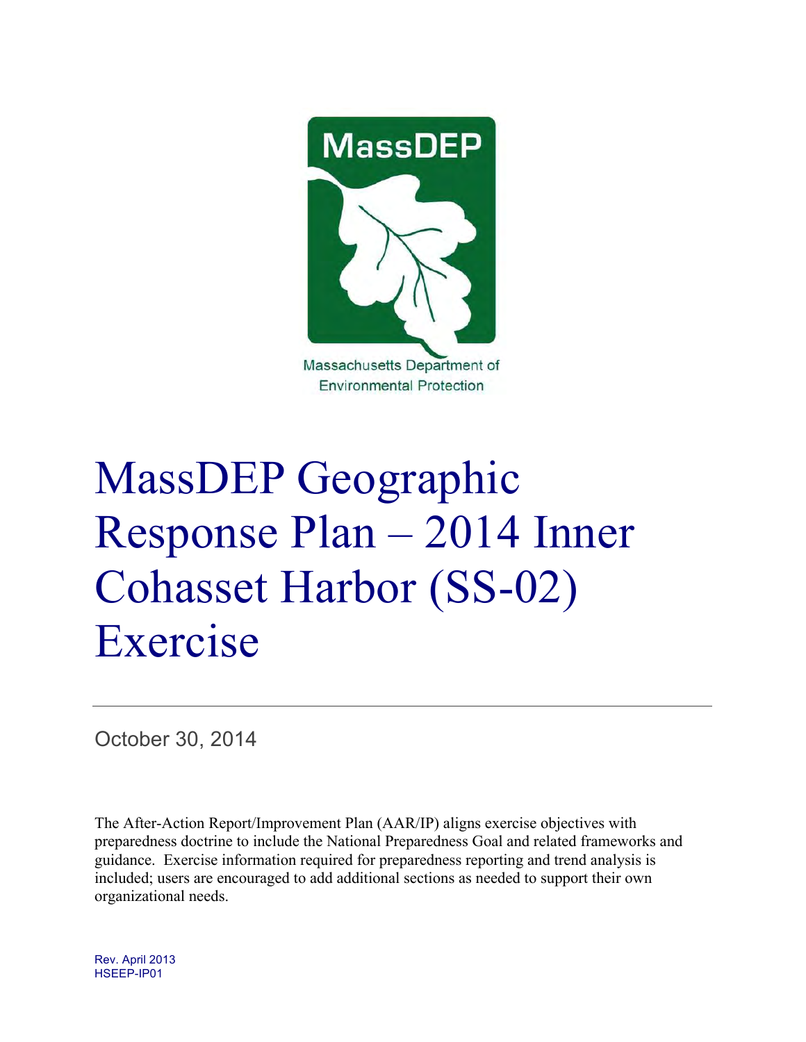MassDEP

Massachusetts Department of Environmental Protection

# MassDEP Geographic Response Plan – 2014 Inner Cohasset Harbor (SS-02) Exercise

October 30, 2014

The After-Action Report/Improvement Plan (AAR/IP) aligns exercise objectives with preparedness doctrine to include the National Preparedness Goal and related frameworks and guidance. Exercise information required for preparedness reporting and trend analysis is included; users are encouraged to add additional sections as needed to support their own organizational needs.

Rev. April 2013
HSEEP-IP01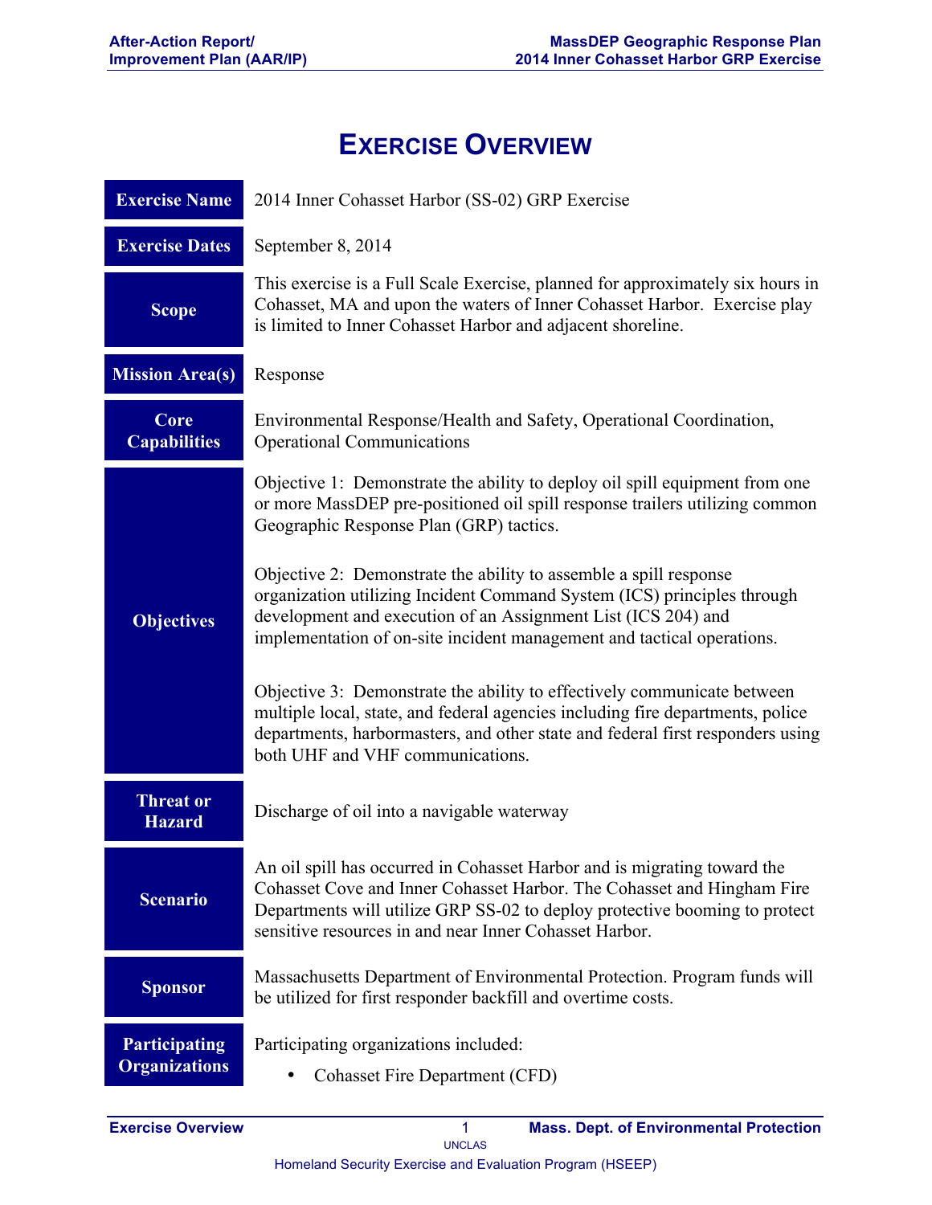# Exercise Overview

| | |
|---|---|
| **Exercise Name** | 2014 Inner Cohasset Harbor (SS-02) GRP Exercise |
| **Exercise Dates** | September 8, 2014 |
| **Scope** | This exercise is a Full Scale Exercise, planned for approximately six hours in Cohasset, MA and upon the waters of Inner Cohasset Harbor. Exercise play is limited to Inner Cohasset Harbor and adjacent shoreline. |
| **Mission Area(s)** | Response |
| **Core Capabilities** | Environmental Response/Health and Safety, Operational Coordination, Operational Communications |
| **Objectives** | Objective 1: Demonstrate the ability to deploy oil spill equipment from one or more MassDEP pre-positioned oil spill response trailers utilizing common Geographic Response Plan (GRP) tactics.<br><br>Objective 2: Demonstrate the ability to assemble a spill response organization utilizing Incident Command System (ICS) principles through development and execution of an Assignment List (ICS 204) and implementation of on-site incident management and tactical operations.<br><br>Objective 3: Demonstrate the ability to effectively communicate between multiple local, state, and federal agencies including fire departments, police departments, harbormasters, and other state and federal first responders using both UHF and VHF communications. |
| **Threat or Hazard** | Discharge of oil into a navigable waterway |
| **Scenario** | An oil spill has occurred in Cohasset Harbor and is migrating toward the Cohasset Cove and Inner Cohasset Harbor. The Cohasset and Hingham Fire Departments will utilize GRP SS-02 to deploy protective booming to protect sensitive resources in and near Inner Cohasset Harbor. |
| **Sponsor** | Massachusetts Department of Environmental Protection. Program funds will be utilized for first responder backfill and overtime costs. |
| **Participating Organizations** | Participating organizations included:<br>• Cohasset Fire Department (CFD) |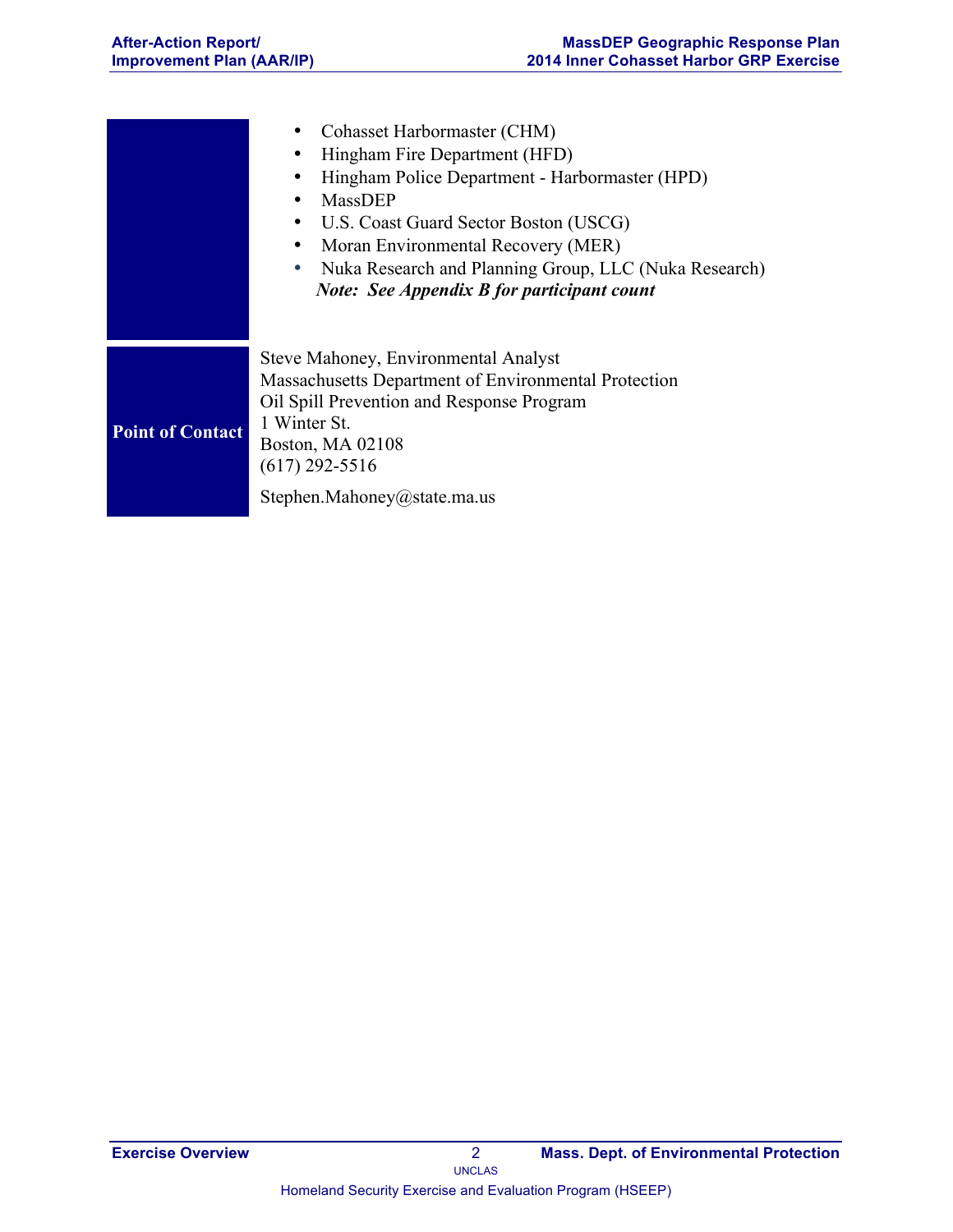- Cohasset Harbormaster (CHM)
- Hingham Fire Department (HFD)
- Hingham Police Department - Harbormaster (HPD)
- MassDEP
- U.S. Coast Guard Sector Boston (USCG)
- Moran Environmental Recovery (MER)
- Nuka Research and Planning Group, LLC (Nuka Research)

***Note: See Appendix B for participant count***

**Point of Contact**

Steve Mahoney, Environmental Analyst
Massachusetts Department of Environmental Protection
Oil Spill Prevention and Response Program
1 Winter St.
Boston, MA 02108
(617) 292-5516

Stephen.Mahoney@state.ma.us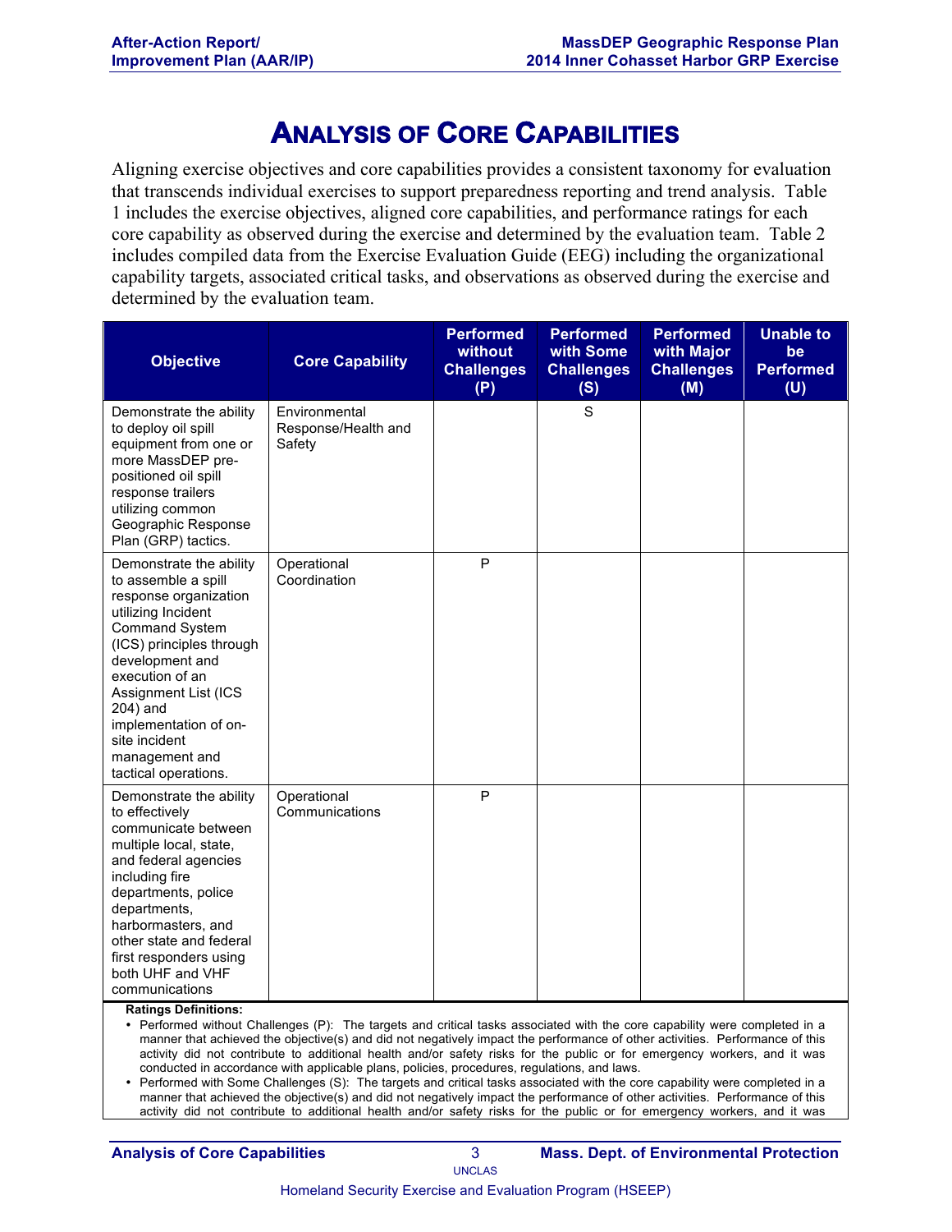# Analysis of Core Capabilities

Aligning exercise objectives and core capabilities provides a consistent taxonomy for evaluation that transcends individual exercises to support preparedness reporting and trend analysis. Table 1 includes the exercise objectives, aligned core capabilities, and performance ratings for each core capability as observed during the exercise and determined by the evaluation team. Table 2 includes compiled data from the Exercise Evaluation Guide (EEG) including the organizational capability targets, associated critical tasks, and observations as observed during the exercise and determined by the evaluation team.

| Objective | Core Capability | Performed without Challenges (P) | Performed with Some Challenges (S) | Performed with Major Challenges (M) | Unable to be Performed (U) |
|---|---|---|---|---|---|
| Demonstrate the ability to deploy oil spill equipment from one or more MassDEP pre-positioned oil spill response trailers utilizing common Geographic Response Plan (GRP) tactics. | Environmental Response/Health and Safety | | S | | |
| Demonstrate the ability to assemble a spill response organization utilizing Incident Command System (ICS) principles through development and execution of an Assignment List (ICS 204) and implementation of on-site incident management and tactical operations. | Operational Coordination | P | | | |
| Demonstrate the ability to effectively communicate between multiple local, state, and federal agencies including fire departments, police departments, harbormasters, and other state and federal first responders using both UHF and VHF communications | Operational Communications | P | | | |

**Ratings Definitions:**

- Performed without Challenges (P): The targets and critical tasks associated with the core capability were completed in a manner that achieved the objective(s) and did not negatively impact the performance of other activities. Performance of this activity did not contribute to additional health and/or safety risks for the public or for emergency workers, and it was conducted in accordance with applicable plans, policies, procedures, regulations, and laws.
- Performed with Some Challenges (S): The targets and critical tasks associated with the core capability were completed in a manner that achieved the objective(s) and did not negatively impact the performance of other activities. Performance of this activity did not contribute to additional health and/or safety risks for the public or for emergency workers, and it was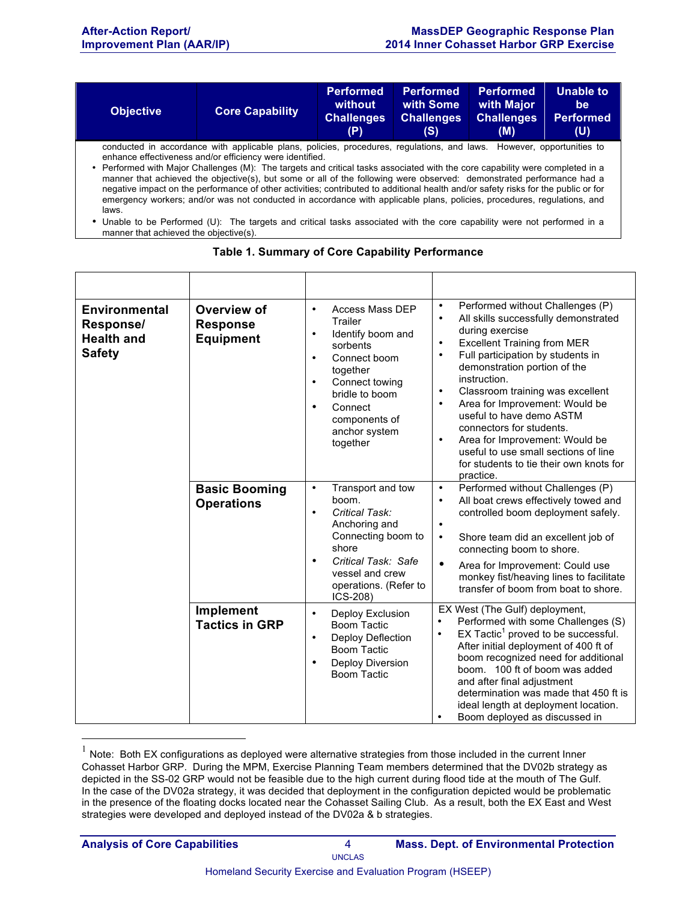| Objective | Core Capability | Performed without Challenges (P) | Performed with Some Challenges (S) | Performed with Major Challenges (M) | Unable to be Performed (U) |
|---|---|---|---|---|---|

conducted in accordance with applicable plans, policies, procedures, regulations, and laws. However, opportunities to enhance effectiveness and/or efficiency were identified.

- Performed with Major Challenges (M): The targets and critical tasks associated with the core capability were completed in a manner that achieved the objective(s), but some or all of the following were observed: demonstrated performance had a negative impact on the performance of other activities; contributed to additional health and/or safety risks for the public or for emergency workers; and/or was not conducted in accordance with applicable plans, policies, procedures, regulations, and laws.
- Unable to be Performed (U): The targets and critical tasks associated with the core capability were not performed in a manner that achieved the objective(s).

**Table 1. Summary of Core Capability Performance**

| | | | |
|---|---|---|---|
| **Environmental Response/ Health and Safety** | **Overview of Response Equipment** | • Access Mass DEP Trailer<br>• Identify boom and sorbents<br>• Connect boom together<br>• Connect towing bridle to boom<br>• Connect components of anchor system together | • Performed without Challenges (P)<br>• All skills successfully demonstrated during exercise<br>• Excellent Training from MER<br>• Full participation by students in demonstration portion of the instruction.<br>• Classroom training was excellent<br>• Area for Improvement: Would be useful to have demo ASTM connectors for students.<br>• Area for Improvement: Would be useful to use small sections of line for students to tie their own knots for practice. |
| | **Basic Booming Operations** | • Transport and tow boom.<br>• *Critical Task:* Anchoring and Connecting boom to shore<br>• *Critical Task: Safe* vessel and crew operations. (Refer to ICS-208) | • Performed without Challenges (P)<br>• All boat crews effectively towed and controlled boom deployment safely.<br>•<br>• Shore team did an excellent job of connecting boom to shore.<br>• Area for Improvement: Could use monkey fist/heaving lines to facilitate transfer of boom from boat to shore. |
| | **Implement Tactics in GRP** | • Deploy Exclusion Boom Tactic<br>• Deploy Deflection Boom Tactic<br>• Deploy Diversion Boom Tactic | EX West (The Gulf) deployment,<br>• Performed with some Challenges (S)<br>• EX Tactic[1] proved to be successful. After initial deployment of 400 ft of boom recognized need for additional boom. 100 ft of boom was added and after final adjustment determination was made that 450 ft is ideal length at deployment location.<br>• Boom deployed as discussed in |

[1] Note: Both EX configurations as deployed were alternative strategies from those included in the current Inner Cohasset Harbor GRP. During the MPM, Exercise Planning Team members determined that the DV02b strategy as depicted in the SS-02 GRP would not be feasible due to the high current during flood tide at the mouth of The Gulf. In the case of the DV02a strategy, it was decided that deployment in the configuration depicted would be problematic in the presence of the floating docks located near the Cohasset Sailing Club. As a result, both the EX East and West strategies were developed and deployed instead of the DV02a & b strategies.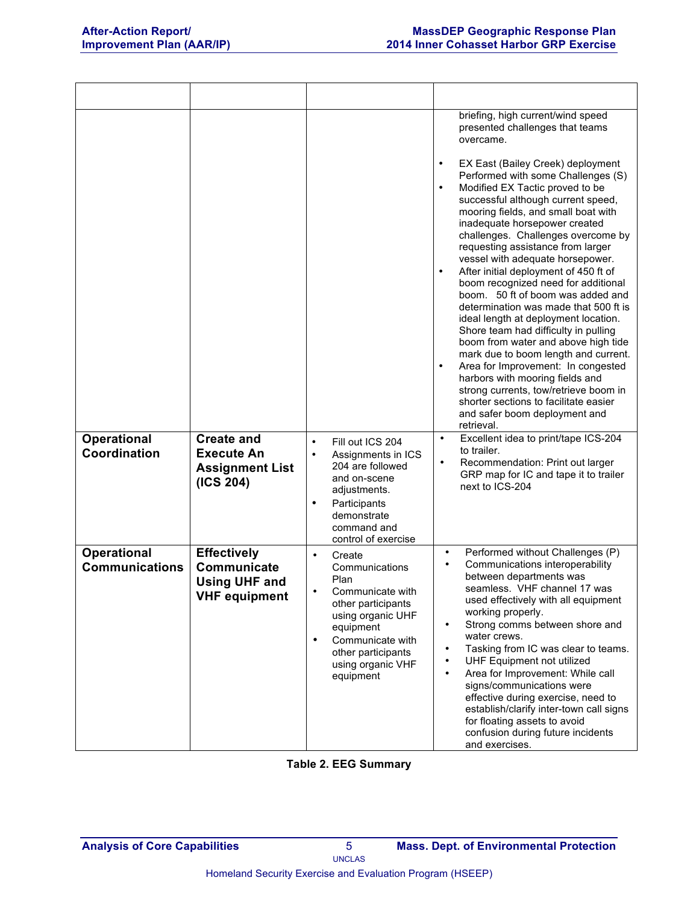| | | | |
|---|---|---|---|
| | | | briefing, high current/wind speed presented challenges that teams overcome.<br><br>• EX East (Bailey Creek) deployment Performed with some Challenges (S)<br>• Modified EX Tactic proved to be successful although current speed, mooring fields, and small boat with inadequate horsepower created challenges. Challenges overcome by requesting assistance from larger vessel with adequate horsepower.<br>• After initial deployment of 450 ft of boom recognized need for additional boom. 50 ft of boom was added and determination was made that 500 ft is ideal length at deployment location. Shore team had difficulty in pulling boom from water and above high tide mark due to boom length and current.<br>• Area for Improvement: In congested harbors with mooring fields and strong currents, tow/retrieve boom in shorter sections to facilitate easier and safer boom deployment and retrieval. |
| **Operational Coordination** | **Create and Execute An Assignment List (ICS 204)** | • Fill out ICS 204<br>• Assignments in ICS 204 are followed and on-scene adjustments.<br>• Participants demonstrate command and control of exercise | • Excellent idea to print/tape ICS-204 to trailer.<br>• Recommendation: Print out larger GRP map for IC and tape it to trailer next to ICS-204 |
| **Operational Communications** | **Effectively Communicate Using UHF and VHF equipment** | • Create Communications Plan<br>• Communicate with other participants using organic UHF equipment<br>• Communicate with other participants using organic VHF equipment | • Performed without Challenges (P)<br>• Communications interoperability between departments was seamless. VHF channel 17 was used effectively with all equipment working properly.<br>• Strong comms between shore and water crews.<br>• Tasking from IC was clear to teams.<br>• UHF Equipment not utilized<br>• Area for Improvement: While call signs/communications were effective during exercise, need to establish/clarify inter-town call signs for floating assets to avoid confusion during future incidents and exercises. |

**Table 2. EEG Summary**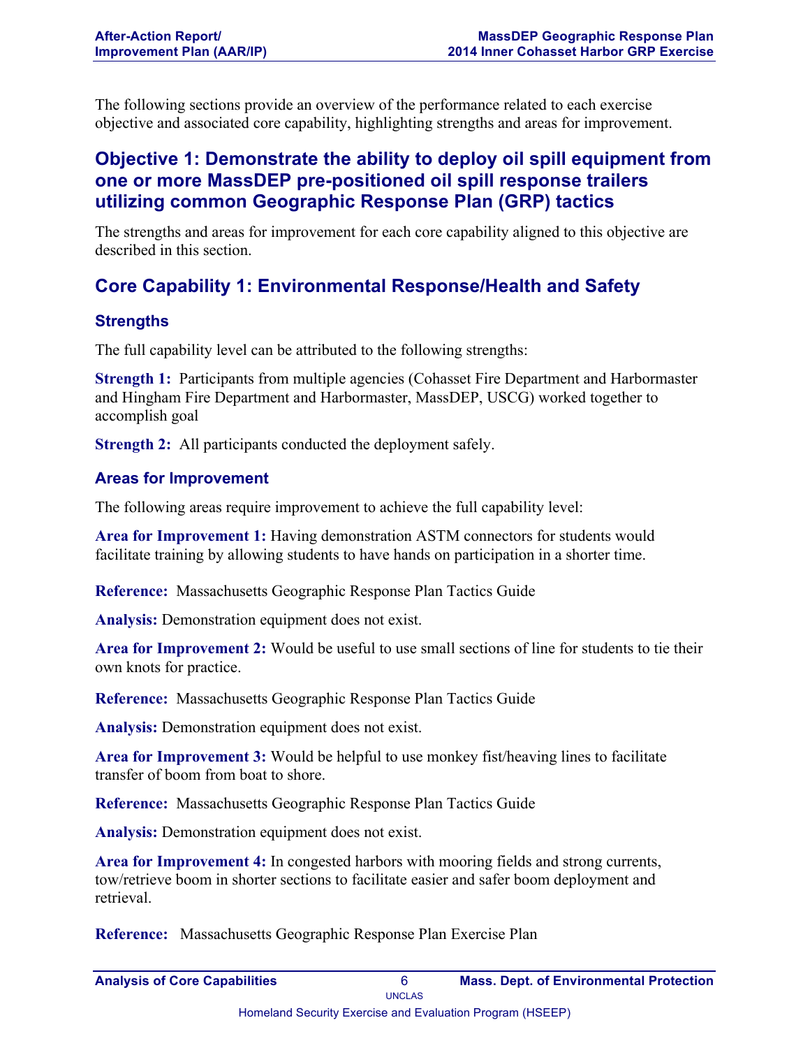The following sections provide an overview of the performance related to each exercise objective and associated core capability, highlighting strengths and areas for improvement.

## Objective 1: Demonstrate the ability to deploy oil spill equipment from one or more MassDEP pre-positioned oil spill response trailers utilizing common Geographic Response Plan (GRP) tactics

The strengths and areas for improvement for each core capability aligned to this objective are described in this section.

## Core Capability 1: Environmental Response/Health and Safety

### Strengths

The full capability level can be attributed to the following strengths:

**Strength 1:** Participants from multiple agencies (Cohasset Fire Department and Harbormaster and Hingham Fire Department and Harbormaster, MassDEP, USCG) worked together to accomplish goal

**Strength 2:** All participants conducted the deployment safely.

### Areas for Improvement

The following areas require improvement to achieve the full capability level:

**Area for Improvement 1:** Having demonstration ASTM connectors for students would facilitate training by allowing students to have hands on participation in a shorter time.

**Reference:** Massachusetts Geographic Response Plan Tactics Guide

**Analysis:** Demonstration equipment does not exist.

**Area for Improvement 2:** Would be useful to use small sections of line for students to tie their own knots for practice.

**Reference:** Massachusetts Geographic Response Plan Tactics Guide

**Analysis:** Demonstration equipment does not exist.

**Area for Improvement 3:** Would be helpful to use monkey fist/heaving lines to facilitate transfer of boom from boat to shore.

**Reference:** Massachusetts Geographic Response Plan Tactics Guide

**Analysis:** Demonstration equipment does not exist.

**Area for Improvement 4:** In congested harbors with mooring fields and strong currents, tow/retrieve boom in shorter sections to facilitate easier and safer boom deployment and retrieval.

**Reference:** Massachusetts Geographic Response Plan Exercise Plan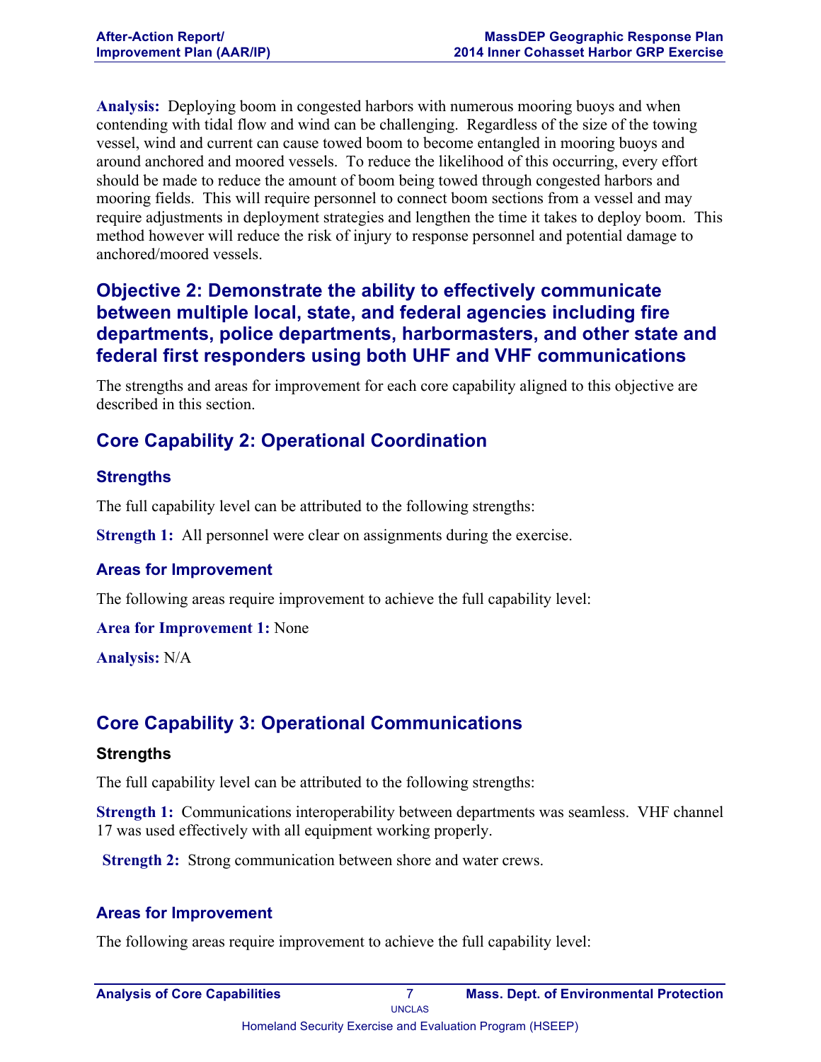**Analysis:** Deploying boom in congested harbors with numerous mooring buoys and when contending with tidal flow and wind can be challenging. Regardless of the size of the towing vessel, wind and current can cause towed boom to become entangled in mooring buoys and around anchored and moored vessels. To reduce the likelihood of this occurring, every effort should be made to reduce the amount of boom being towed through congested harbors and mooring fields. This will require personnel to connect boom sections from a vessel and may require adjustments in deployment strategies and lengthen the time it takes to deploy boom. This method however will reduce the risk of injury to response personnel and potential damage to anchored/moored vessels.

## Objective 2: Demonstrate the ability to effectively communicate between multiple local, state, and federal agencies including fire departments, police departments, harbormasters, and other state and federal first responders using both UHF and VHF communications

The strengths and areas for improvement for each core capability aligned to this objective are described in this section.

## Core Capability 2: Operational Coordination

### Strengths

The full capability level can be attributed to the following strengths:

**Strength 1:** All personnel were clear on assignments during the exercise.

### Areas for Improvement

The following areas require improvement to achieve the full capability level:

**Area for Improvement 1:** None

**Analysis:** N/A

## Core Capability 3: Operational Communications

### Strengths

The full capability level can be attributed to the following strengths:

**Strength 1:** Communications interoperability between departments was seamless. VHF channel 17 was used effectively with all equipment working properly.

**Strength 2:** Strong communication between shore and water crews.

### Areas for Improvement

The following areas require improvement to achieve the full capability level: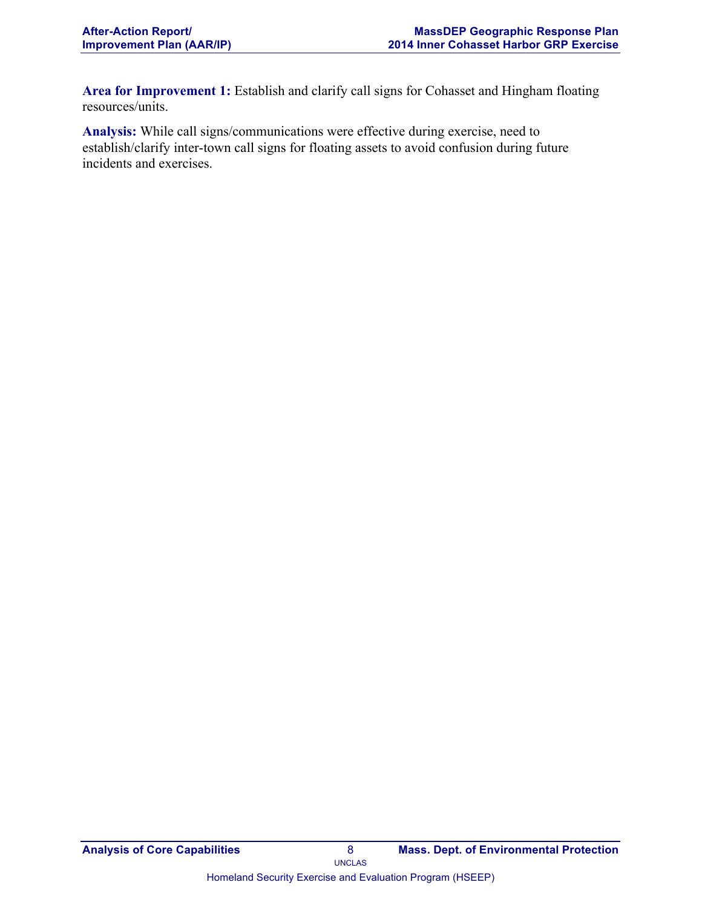**Area for Improvement 1:** Establish and clarify call signs for Cohasset and Hingham floating resources/units.

**Analysis:** While call signs/communications were effective during exercise, need to establish/clarify inter-town call signs for floating assets to avoid confusion during future incidents and exercises.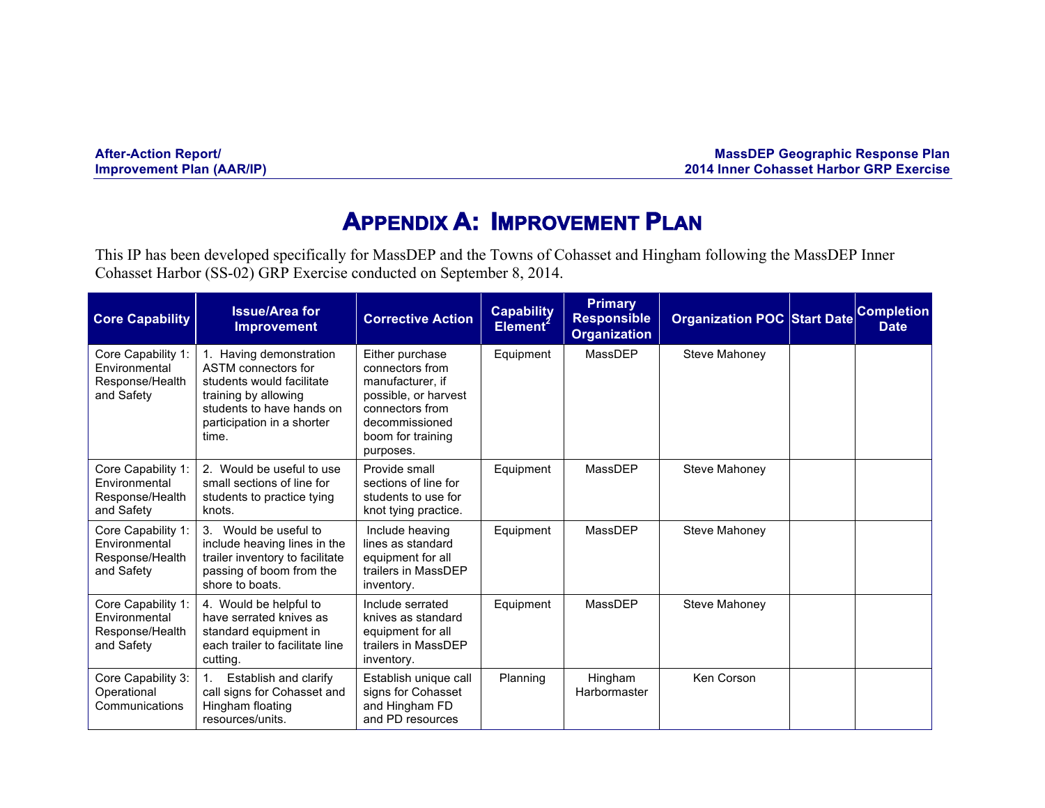# Appendix A: Improvement Plan

This IP has been developed specifically for MassDEP and the Towns of Cohasset and Hingham following the MassDEP Inner Cohasset Harbor (SS-02) GRP Exercise conducted on September 8, 2014.

| Core Capability | Issue/Area for Improvement | Corrective Action | Capability Element[2] | Primary Responsible Organization | Organization POC | Start Date | Completion Date |
|---|---|---|---|---|---|---|---|
| Core Capability 1: Environmental Response/Health and Safety | 1. Having demonstration ASTM connectors for students would facilitate training by allowing students to have hands on participation in a shorter time. | Either purchase connectors from manufacturer, if possible, or harvest connectors from decommissioned boom for training purposes. | Equipment | MassDEP | Steve Mahoney | | |
| Core Capability 1: Environmental Response/Health and Safety | 2. Would be useful to use small sections of line for students to practice tying knots. | Provide small sections of line for students to use for knot tying practice. | Equipment | MassDEP | Steve Mahoney | | |
| Core Capability 1: Environmental Response/Health and Safety | 3. Would be useful to include heaving lines in the trailer inventory to facilitate passing of boom from the shore to boats. | Include heaving lines as standard equipment for all trailers in MassDEP inventory. | Equipment | MassDEP | Steve Mahoney | | |
| Core Capability 1: Environmental Response/Health and Safety | 4. Would be helpful to have serrated knives as standard equipment in each trailer to facilitate line cutting. | Include serrated knives as standard equipment for all trailers in MassDEP inventory. | Equipment | MassDEP | Steve Mahoney | | |
| Core Capability 3: Operational Communications | 1. Establish and clarify call signs for Cohasset and Hingham floating resources/units. | Establish unique call signs for Cohasset and Hingham FD and PD resources | Planning | Hingham Harbormaster | Ken Corson | | |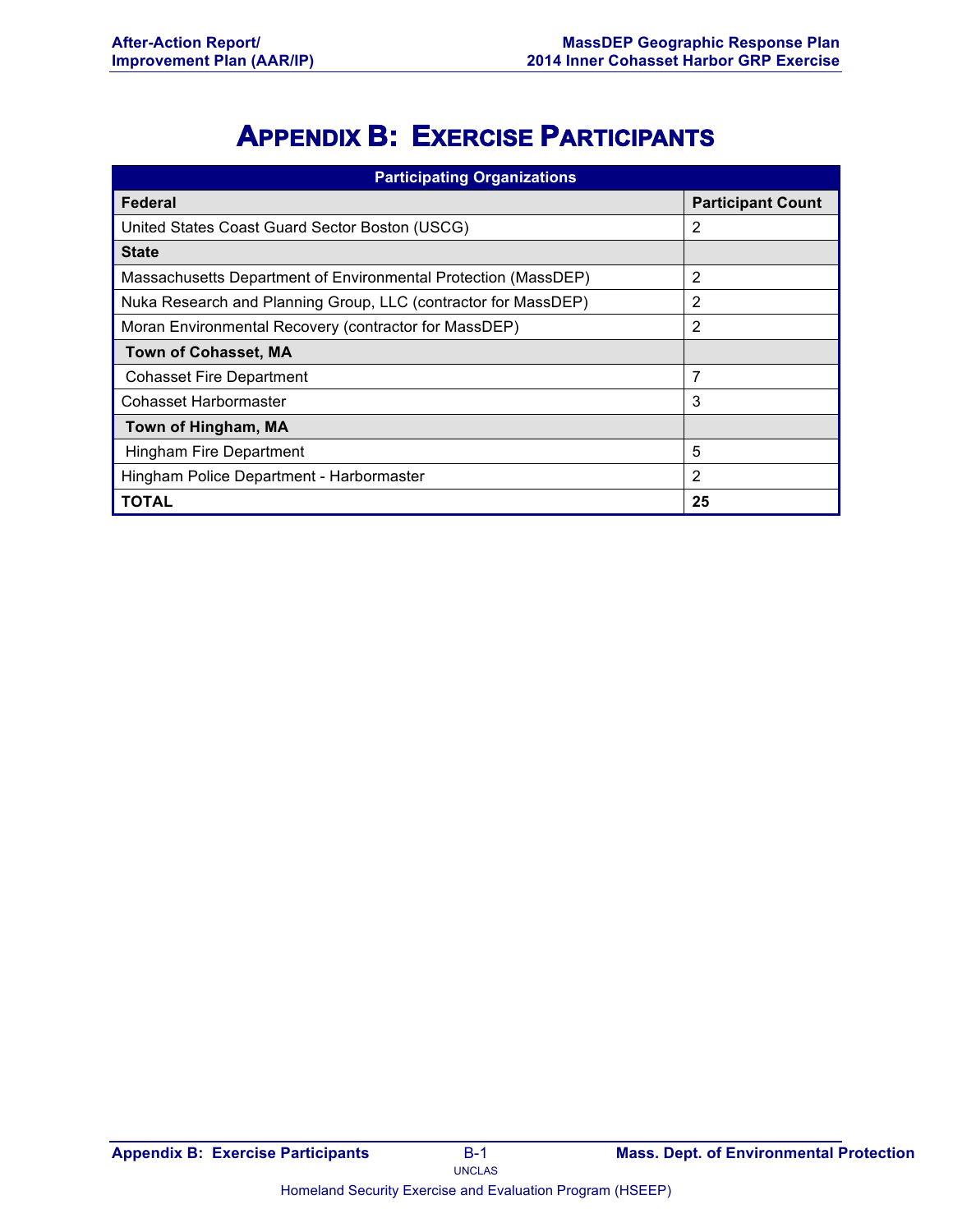# Appendix B: Exercise Participants

| Participating Organizations | |
|---|---|
| **Federal** | **Participant Count** |
| United States Coast Guard Sector Boston (USCG) | 2 |
| **State** | |
| Massachusetts Department of Environmental Protection (MassDEP) | 2 |
| Nuka Research and Planning Group, LLC (contractor for MassDEP) | 2 |
| Moran Environmental Recovery (contractor for MassDEP) | 2 |
| **Town of Cohasset, MA** | |
| Cohasset Fire Department | 7 |
| Cohasset Harbormaster | 3 |
| **Town of Hingham, MA** | |
| Hingham Fire Department | 5 |
| Hingham Police Department - Harbormaster | 2 |
| **TOTAL** | **25** |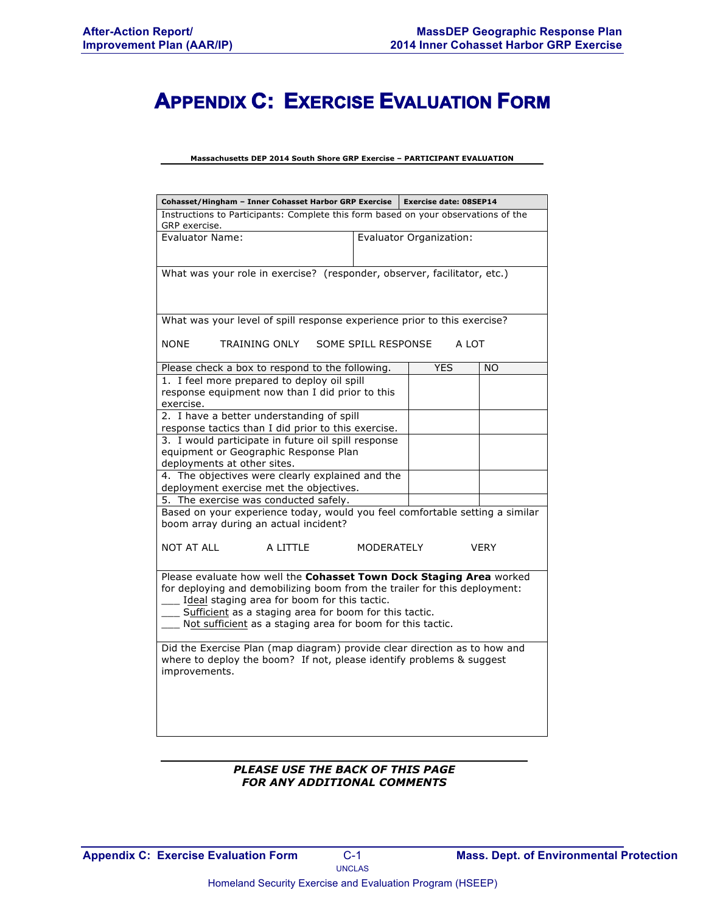# APPENDIX C: EXERCISE EVALUATION FORM

**Massachusetts DEP 2014 South Shore GRP Exercise – PARTICIPANT EVALUATION**

| **Cohasset/Hingham – Inner Cohasset Harbor GRP Exercise** | **Exercise date: 08SEP14** | |
|---|---|---|
| Instructions to Participants: Complete this form based on your observations of the GRP exercise. | | |
| Evaluator Name: | Evaluator Organization: | |
| What was your role in exercise? (responder, observer, facilitator, etc.) | | |
| What was your level of spill response experience prior to this exercise?<br><br>NONE TRAINING ONLY SOME SPILL RESPONSE A LOT | | |
| Please check a box to respond to the following. | YES | NO |
| 1. I feel more prepared to deploy oil spill response equipment now than I did prior to this exercise. | | |
| 2. I have a better understanding of spill response tactics than I did prior to this exercise. | | |
| 3. I would participate in future oil spill response equipment or Geographic Response Plan deployments at other sites. | | |
| 4. The objectives were clearly explained and the deployment exercise met the objectives. | | |
| 5. The exercise was conducted safely. | | |
| Based on your experience today, would you feel comfortable setting a similar boom array during an actual incident?<br><br>NOT AT ALL A LITTLE MODERATELY VERY | | |
| Please evaluate how well the **Cohasset Town Dock Staging Area** worked for deploying and demobilizing boom from the trailer for this deployment:<br>___ Ideal staging area for boom for this tactic.<br>___ Sufficient as a staging area for boom for this tactic.<br>___ Not sufficient as a staging area for boom for this tactic. | | |
| Did the Exercise Plan (map diagram) provide clear direction as to how and where to deploy the boom? If not, please identify problems & suggest improvements. | | |

***PLEASE USE THE BACK OF THIS PAGE FOR ANY ADDITIONAL COMMENTS***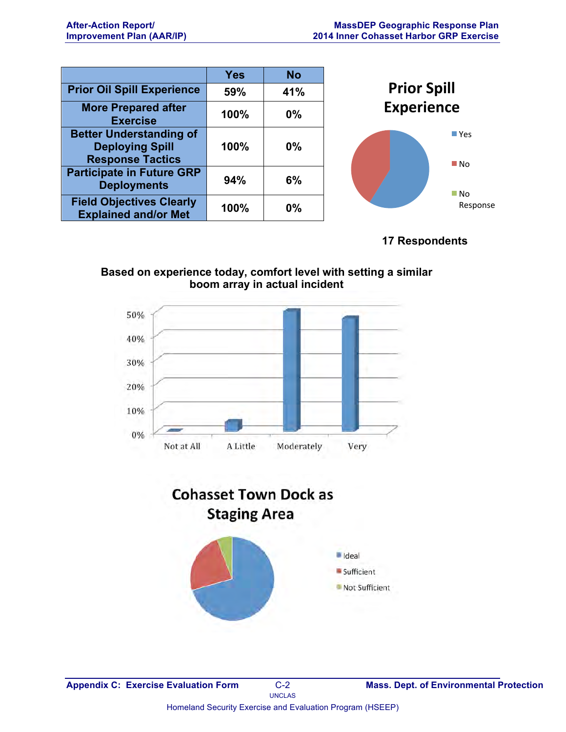| | Yes | No |
|---|---|---|
| Prior Oil Spill Experience | 59% | 41% |
| More Prepared after Exercise | 100% | 0% |
| Better Understanding of Deploying Spill Response Tactics | 100% | 0% |
| Participate in Future GRP Deployments | 94% | 6% |
| Field Objectives Clearly Explained and/or Met | 100% | 0% |

Prior Spill Experience

Yes

No

No Response

**17 Respondents**

**Based on experience today, comfort level with setting a similar boom array in actual incident**

50%
40%
30%
20%
10%
0%

Not at All
A Little
Moderately
Very

Cohasset Town Dock as Staging Area

Ideal

Sufficient

Not Sufficient